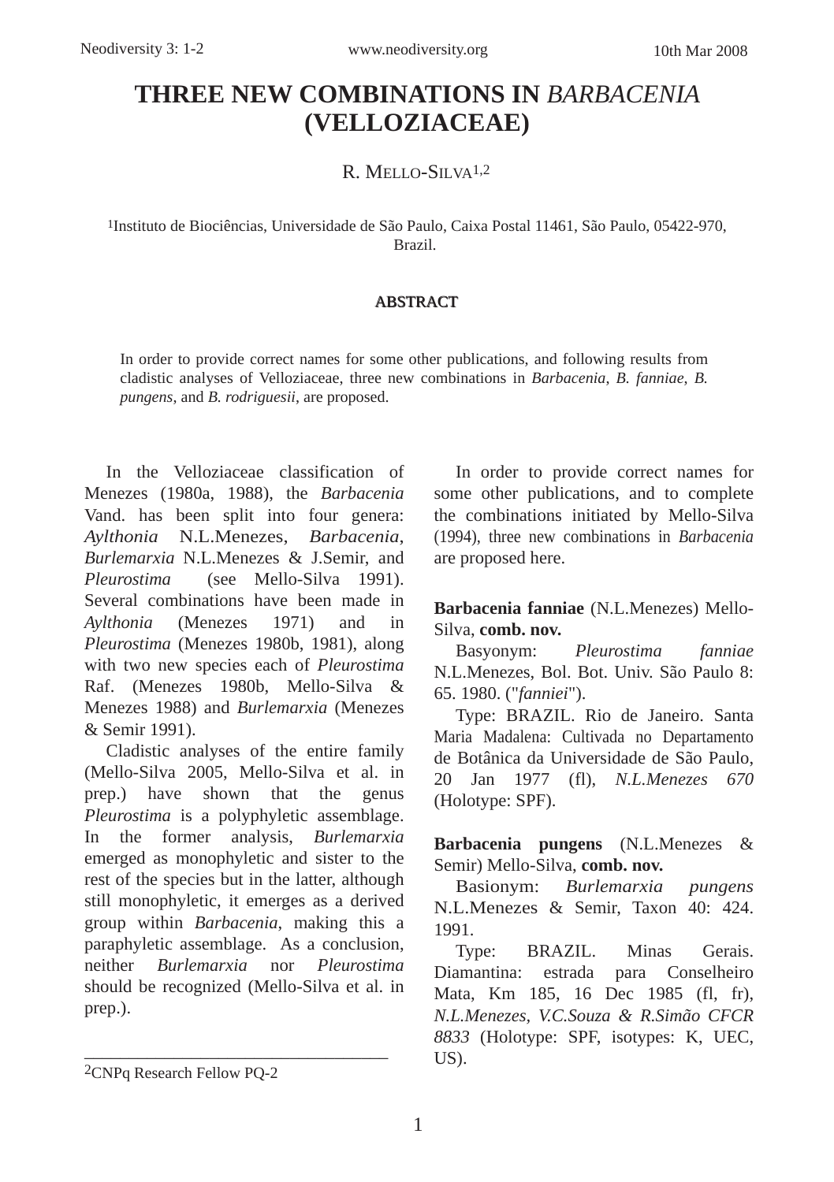# THREE NEW COMBINATIONS IN *BARBACENIA* (VELLOZIACEAE)

R. MELLO-SILVA[1,2]

[1]Instituto de Biociências, Universidade de São Paulo, Caixa Postal 11461, São Paulo, 05422-970, Brazil.

## ABSTRACT

In order to provide correct names for some other publications, and following results from cladistic analyses of Velloziaceae, three new combinations in *Barbacenia*, *B. fanniae*, *B. pungens*, and *B. rodriguesii*, are proposed.

In the Velloziaceae classification of Menezes (1980a, 1988), the *Barbacenia* Vand. has been split into four genera: *Aylthonia* N.L.Menezes, *Barbacenia*, *Burlemarxia* N.L.Menezes & J.Semir, and *Pleurostima* (see Mello-Silva 1991). Several combinations have been made in *Aylthonia* (Menezes 1971) and in *Pleurostima* (Menezes 1980b, 1981), along with two new species each of *Pleurostima* Raf. (Menezes 1980b, Mello-Silva & Menezes 1988) and *Burlemarxia* (Menezes & Semir 1991).

Cladistic analyses of the entire family (Mello-Silva 2005, Mello-Silva et al. in prep.) have shown that the genus *Pleurostima* is a polyphyletic assemblage. In the former analysis, *Burlemarxia* emerged as monophyletic and sister to the rest of the species but in the latter, although still monophyletic, it emerges as a derived group within *Barbacenia*, making this a paraphyletic assemblage. As a conclusion, neither *Burlemarxia* nor *Pleurostima* should be recognized (Mello-Silva et al. in prep.).

In order to provide correct names for some other publications, and to complete the combinations initiated by Mello-Silva (1994), three new combinations in *Barbacenia* are proposed here.

**Barbacenia fanniae** (N.L.Menezes) Mello-Silva, **comb. nov.**

Basyonym: *Pleurostima fanniae* N.L.Menezes, Bol. Bot. Univ. São Paulo 8: 65. 1980. ("*fanniei*").

Type: BRAZIL. Rio de Janeiro. Santa Maria Madalena: Cultivada no Departamento de Botânica da Universidade de São Paulo, 20 Jan 1977 (fl), *N.L.Menezes 670* (Holotype: SPF).

**Barbacenia pungens** (N.L.Menezes & Semir) Mello-Silva, **comb. nov.**

Basionym: *Burlemarxia pungens* N.L.Menezes & Semir, Taxon 40: 424. 1991.

Type: BRAZIL. Minas Gerais. Diamantina: estrada para Conselheiro Mata, Km 185, 16 Dec 1985 (fl, fr), *N.L.Menezes, V.C.Souza & R.Simão CFCR 8833* (Holotype: SPF, isotypes: K, UEC, US).

---

[2]CNPq Research Fellow PQ-2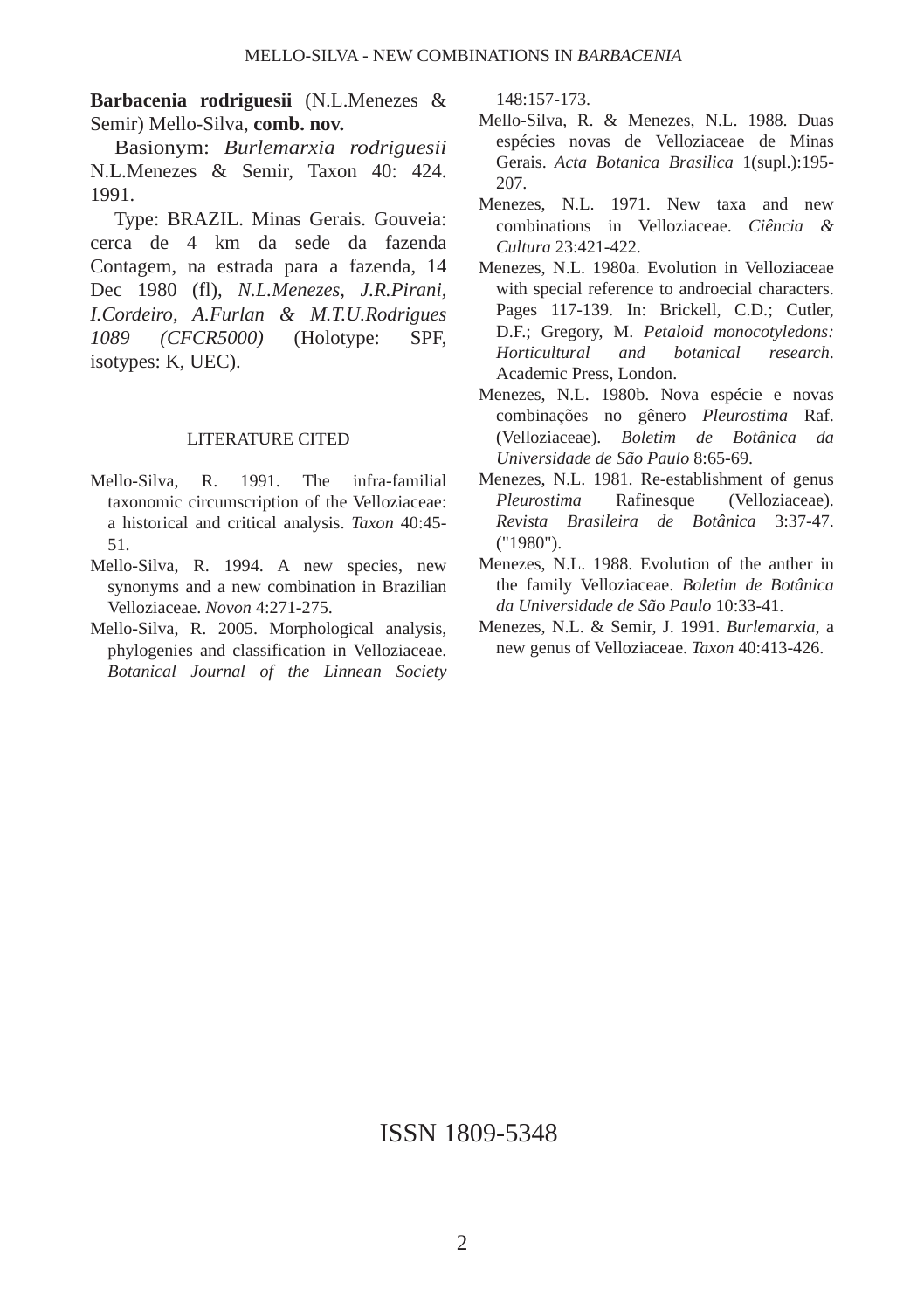**Barbacenia rodriguesii** (N.L.Menezes & Semir) Mello-Silva, **comb. nov.**

Basionym: *Burlemarxia rodriguesii* N.L.Menezes & Semir, Taxon 40: 424. 1991.

Type: BRAZIL. Minas Gerais. Gouveia: cerca de 4 km da sede da fazenda Contagem, na estrada para a fazenda, 14 Dec 1980 (fl), *N.L.Menezes, J.R.Pirani, I.Cordeiro, A.Furlan & M.T.U.Rodrigues 1089 (CFCR5000)* (Holotype: SPF, isotypes: K, UEC).

## LITERATURE CITED

Mello-Silva, R. 1991. The infra-familial taxonomic circumscription of the Velloziaceae: a historical and critical analysis. *Taxon* 40:45-51.

Mello-Silva, R. 1994. A new species, new synonyms and a new combination in Brazilian Velloziaceae. *Novon* 4:271-275.

Mello-Silva, R. 2005. Morphological analysis, phylogenies and classification in Velloziaceae. *Botanical Journal of the Linnean Society* 148:157-173.

Mello-Silva, R. & Menezes, N.L. 1988. Duas espécies novas de Velloziaceae de Minas Gerais. *Acta Botanica Brasilica* 1(supl.):195-207.

Menezes, N.L. 1971. New taxa and new combinations in Velloziaceae. *Ciência & Cultura* 23:421-422.

Menezes, N.L. 1980a. Evolution in Velloziaceae with special reference to androecial characters. Pages 117-139. In: Brickell, C.D.; Cutler, D.F.; Gregory, M. *Petaloid monocotyledons: Horticultural and botanical research*. Academic Press, London.

Menezes, N.L. 1980b. Nova espécie e novas combinações no gênero *Pleurostima* Raf. (Velloziaceae). *Boletim de Botânica da Universidade de São Paulo* 8:65-69.

Menezes, N.L. 1981. Re-establishment of genus *Pleurostima* Rafinesque (Velloziaceae). *Revista Brasileira de Botânica* 3:37-47. ("1980").

Menezes, N.L. 1988. Evolution of the anther in the family Velloziaceae. *Boletim de Botânica da Universidade de São Paulo* 10:33-41.

Menezes, N.L. & Semir, J. 1991. *Burlemarxia*, a new genus of Velloziaceae. *Taxon* 40:413-426.

ISSN 1809-5348